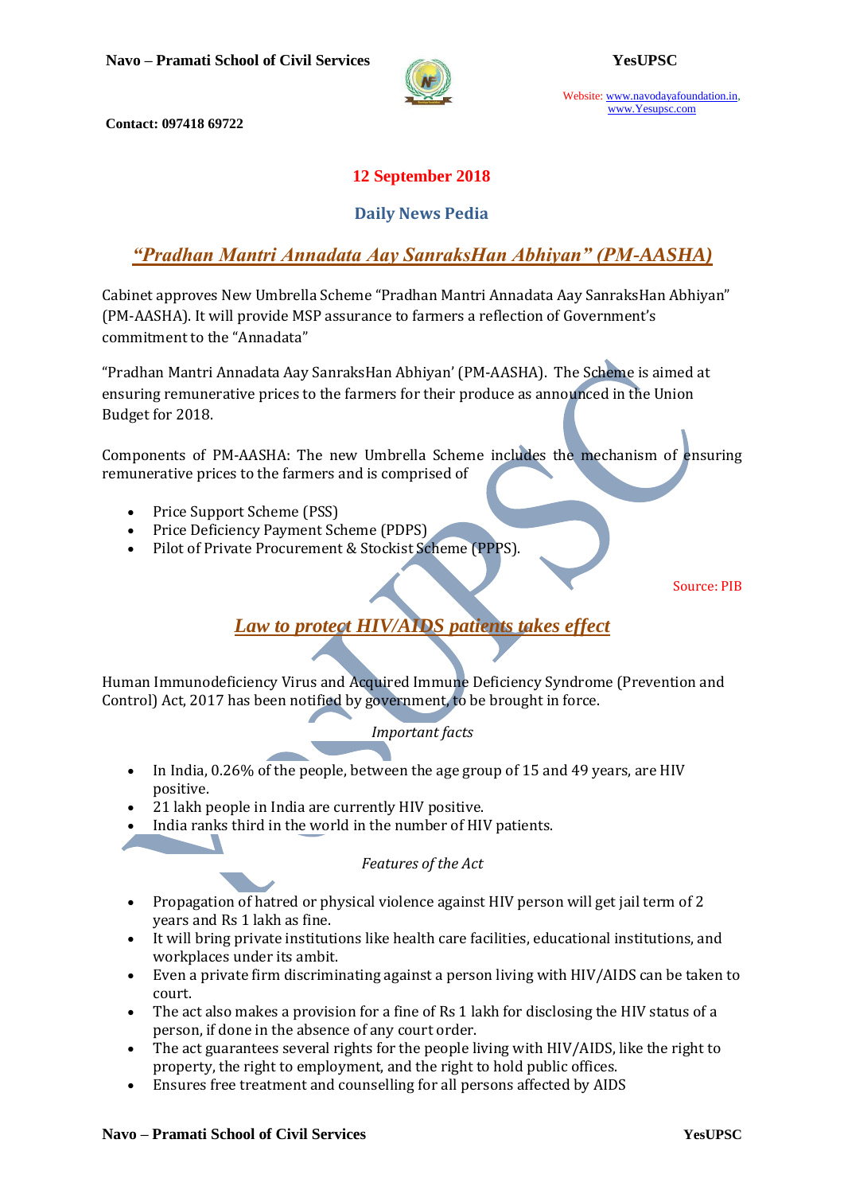**12 September 2018**

**Daily News Pedia**

## *"Pradhan Mantri Annadata Aay SanraksHan Abhiyan" (PM-AASHA)*

Cabinet approves New Umbrella Scheme "Pradhan Mantri Annadata Aay SanraksHan Abhiyan" (PM-AASHA). It will provide MSP assurance to farmers a reflection of Government's commitment to the "Annadata"

"Pradhan Mantri Annadata Aay SanraksHan Abhiyan' (PM-AASHA). The Scheme is aimed at ensuring remunerative prices to the farmers for their produce as announced in the Union Budget for 2018.

Components of PM-AASHA: The new Umbrella Scheme includes the mechanism of ensuring remunerative prices to the farmers and is comprised of

- Price Support Scheme (PSS)
- Price Deficiency Payment Scheme (PDPS)
- Pilot of Private Procurement & Stockist Scheme (PPPS).

Source: PIB

## *Law to protect HIV/AIDS patients takes effect*

Human Immunodeficiency Virus and Acquired Immune Deficiency Syndrome (Prevention and Control) Act, 2017 has been notified by government, to be brought in force.

*Important facts*

- In India, 0.26% of the people, between the age group of 15 and 49 years, are HIV positive.
- 21 lakh people in India are currently HIV positive.
- India ranks third in the world in the number of HIV patients.

*Features of the Act*

- Propagation of hatred or physical violence against HIV person will get jail term of 2 years and Rs 1 lakh as fine.
- It will bring private institutions like health care facilities, educational institutions, and workplaces under its ambit.
- Even a private firm discriminating against a person living with HIV/AIDS can be taken to court.
- The act also makes a provision for a fine of Rs 1 lakh for disclosing the HIV status of a person, if done in the absence of any court order.
- The act guarantees several rights for the people living with HIV/AIDS, like the right to property, the right to employment, and the right to hold public offices.
- Ensures free treatment and counselling for all persons affected by AIDS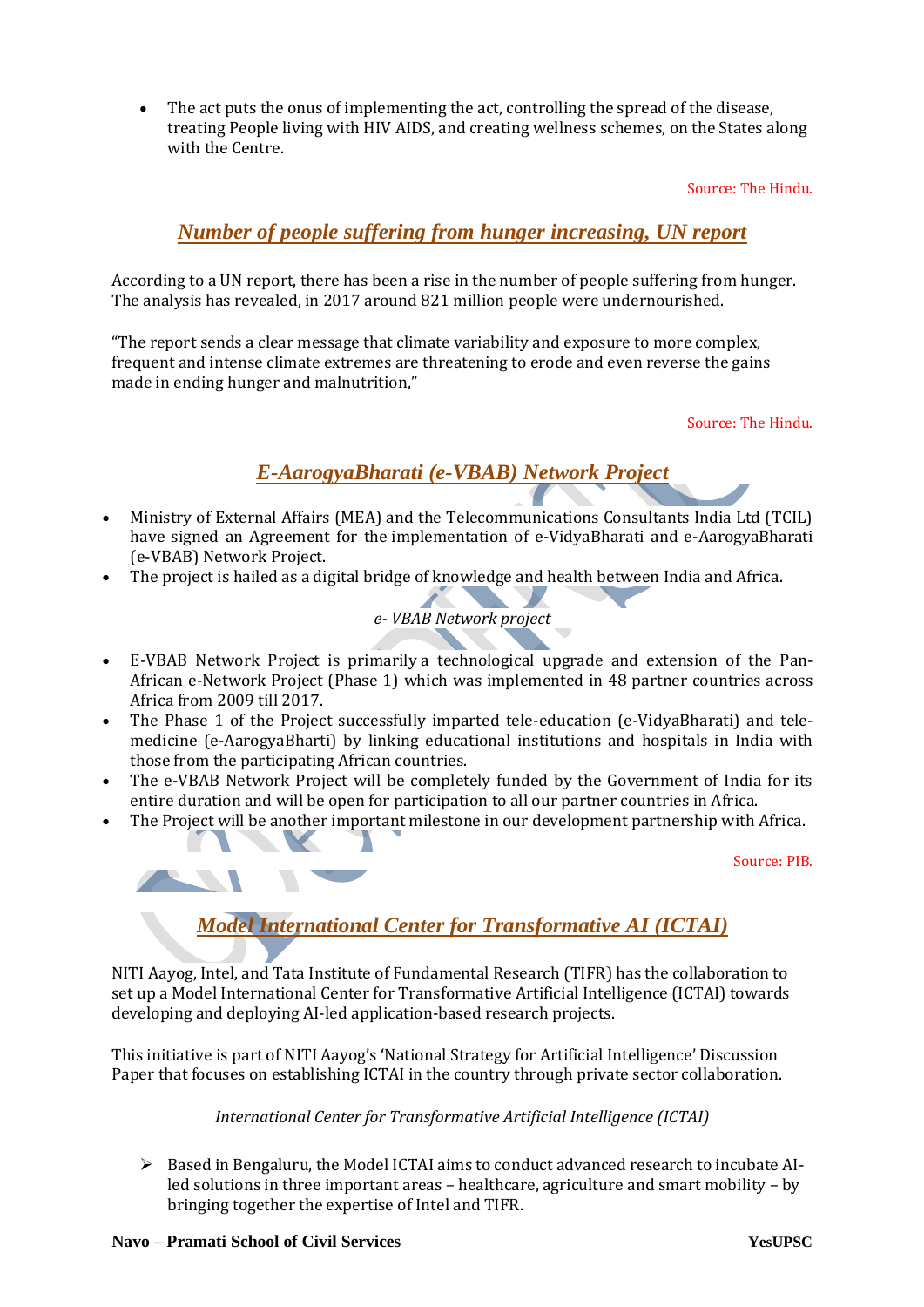- The act puts the onus of implementing the act, controlling the spread of the disease, treating People living with HIV AIDS, and creating wellness schemes, on the States along with the Centre.

Source: The Hindu.

## *Number of people suffering from hunger increasing, UN report*

According to a UN report, there has been a rise in the number of people suffering from hunger. The analysis has revealed, in 2017 around 821 million people were undernourished.

"The report sends a clear message that climate variability and exposure to more complex, frequent and intense climate extremes are threatening to erode and even reverse the gains made in ending hunger and malnutrition,"

Source: The Hindu.

## *E-AarogyaBharati (e-VBAB) Network Project*

- Ministry of External Affairs (MEA) and the Telecommunications Consultants India Ltd (TCIL) have signed an Agreement for the implementation of e-VidyaBharati and e-AarogyaBharati (e-VBAB) Network Project.
- The project is hailed as a digital bridge of knowledge and health between India and Africa.

*e- VBAB Network project*

- E-VBAB Network Project is primarily a technological upgrade and extension of the Pan-African e-Network Project (Phase 1) which was implemented in 48 partner countries across Africa from 2009 till 2017.
- The Phase 1 of the Project successfully imparted tele-education (e-VidyaBharati) and tele-medicine (e-AarogyaBharti) by linking educational institutions and hospitals in India with those from the participating African countries.
- The e-VBAB Network Project will be completely funded by the Government of India for its entire duration and will be open for participation to all our partner countries in Africa.
- The Project will be another important milestone in our development partnership with Africa.

Source: PIB.

## *Model International Center for Transformative AI (ICTAI)*

NITI Aayog, Intel, and Tata Institute of Fundamental Research (TIFR) has the collaboration to set up a Model International Center for Transformative Artificial Intelligence (ICTAI) towards developing and deploying AI-led application-based research projects.

This initiative is part of NITI Aayog's 'National Strategy for Artificial Intelligence' Discussion Paper that focuses on establishing ICTAI in the country through private sector collaboration.

*International Center for Transformative Artificial Intelligence (ICTAI)*

- Based in Bengaluru, the Model ICTAI aims to conduct advanced research to incubate AI-led solutions in three important areas – healthcare, agriculture and smart mobility – by bringing together the expertise of Intel and TIFR.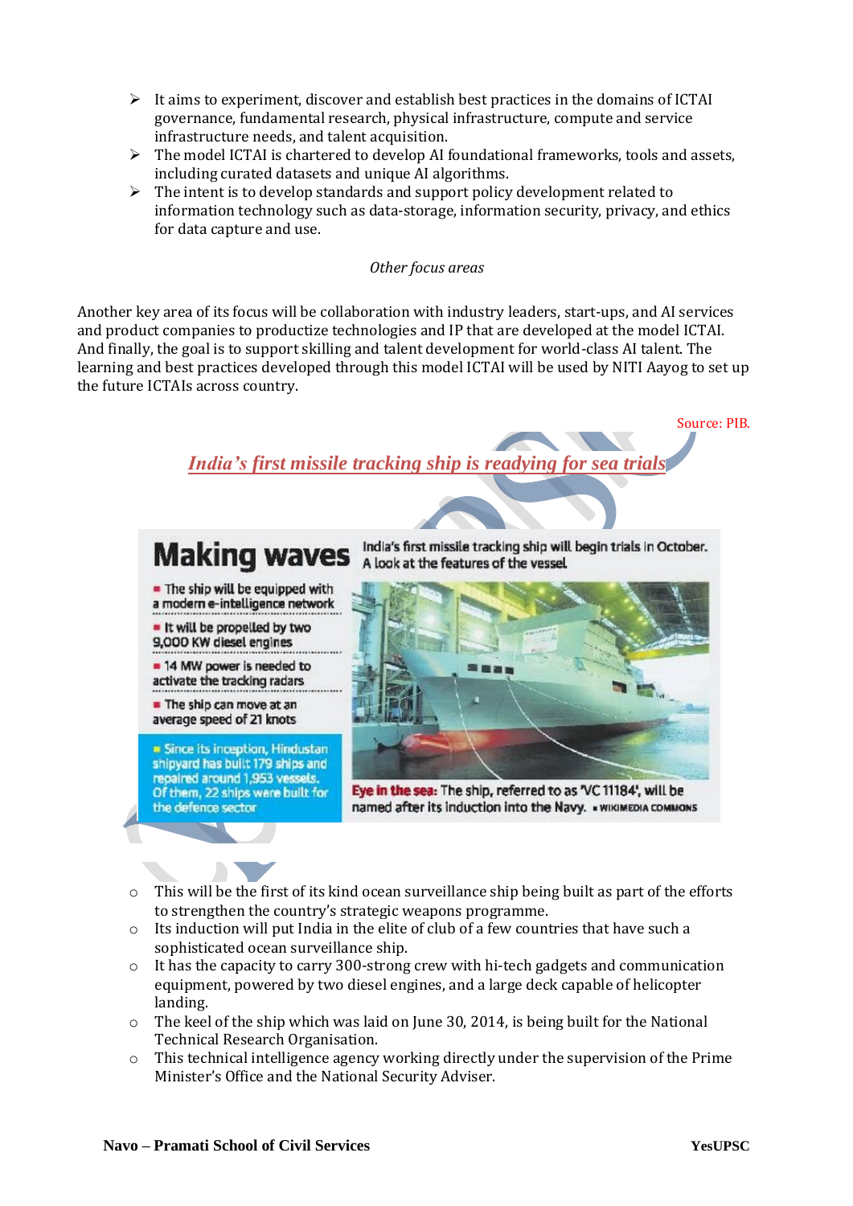- It aims to experiment, discover and establish best practices in the domains of ICTAI governance, fundamental research, physical infrastructure, compute and service infrastructure needs, and talent acquisition.
- The model ICTAI is chartered to develop AI foundational frameworks, tools and assets, including curated datasets and unique AI algorithms.
- The intent is to develop standards and support policy development related to information technology such as data-storage, information security, privacy, and ethics for data capture and use.

*Other focus areas*

Another key area of its focus will be collaboration with industry leaders, start-ups, and AI services and product companies to productize technologies and IP that are developed at the model ICTAI. And finally, the goal is to support skilling and talent development for world-class AI talent. The learning and best practices developed through this model ICTAI will be used by NITI Aayog to set up the future ICTAIs across country.

Source: PIB.

## *India's first missile tracking ship is readying for sea trials*

**Making waves** India's first missile tracking ship will begin trials in October. A look at the features of the vessel

- The ship will be equipped with a modern e-intelligence network
- It will be propelled by two 9,000 KW diesel engines
- 14 MW power is needed to activate the tracking radars
- The ship can move at an average speed of 21 knots
- Since its inception, Hindustan shipyard has built 179 ships and repaired around 1,953 vessels. Of them, 22 ships were built for the defence sector

**Eye in the sea:** The ship, referred to as 'VC 11184', will be named after its induction into the Navy. ▪ WIKIMEDIA COMMONS

- This will be the first of its kind ocean surveillance ship being built as part of the efforts to strengthen the country's strategic weapons programme.
- Its induction will put India in the elite of club of a few countries that have such a sophisticated ocean surveillance ship.
- It has the capacity to carry 300-strong crew with hi-tech gadgets and communication equipment, powered by two diesel engines, and a large deck capable of helicopter landing.
- The keel of the ship which was laid on June 30, 2014, is being built for the National Technical Research Organisation.
- This technical intelligence agency working directly under the supervision of the Prime Minister's Office and the National Security Adviser.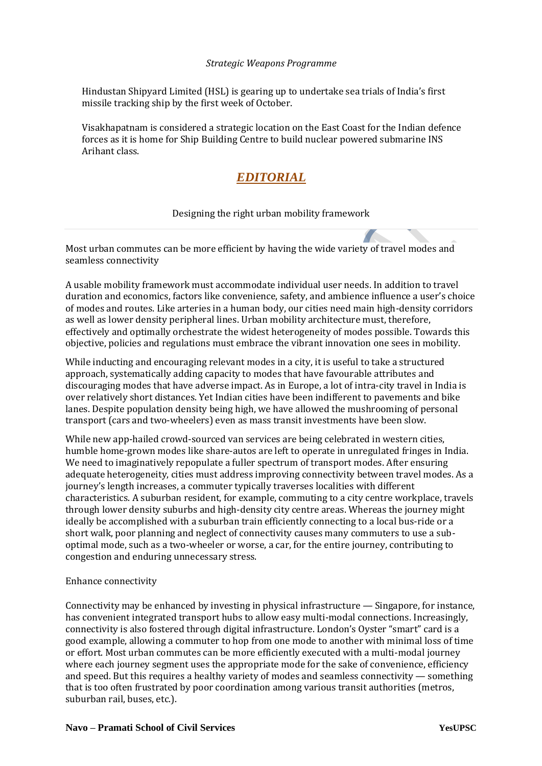*Strategic Weapons Programme*

Hindustan Shipyard Limited (HSL) is gearing up to undertake sea trials of India's first missile tracking ship by the first week of October.

Visakhapatnam is considered a strategic location on the East Coast for the Indian defence forces as it is home for Ship Building Centre to build nuclear powered submarine INS Arihant class.

# *EDITORIAL*

Designing the right urban mobility framework

Most urban commutes can be more efficient by having the wide variety of travel modes and seamless connectivity

A usable mobility framework must accommodate individual user needs. In addition to travel duration and economics, factors like convenience, safety, and ambience influence a user's choice of modes and routes. Like arteries in a human body, our cities need main high-density corridors as well as lower density peripheral lines. Urban mobility architecture must, therefore, effectively and optimally orchestrate the widest heterogeneity of modes possible. Towards this objective, policies and regulations must embrace the vibrant innovation one sees in mobility.

While inducting and encouraging relevant modes in a city, it is useful to take a structured approach, systematically adding capacity to modes that have favourable attributes and discouraging modes that have adverse impact. As in Europe, a lot of intra-city travel in India is over relatively short distances. Yet Indian cities have been indifferent to pavements and bike lanes. Despite population density being high, we have allowed the mushrooming of personal transport (cars and two-wheelers) even as mass transit investments have been slow.

While new app-hailed crowd-sourced van services are being celebrated in western cities, humble home-grown modes like share-autos are left to operate in unregulated fringes in India. We need to imaginatively repopulate a fuller spectrum of transport modes. After ensuring adequate heterogeneity, cities must address improving connectivity between travel modes. As a journey's length increases, a commuter typically traverses localities with different characteristics. A suburban resident, for example, commuting to a city centre workplace, travels through lower density suburbs and high-density city centre areas. Whereas the journey might ideally be accomplished with a suburban train efficiently connecting to a local bus-ride or a short walk, poor planning and neglect of connectivity causes many commuters to use a sub-optimal mode, such as a two-wheeler or worse, a car, for the entire journey, contributing to congestion and enduring unnecessary stress.

Enhance connectivity

Connectivity may be enhanced by investing in physical infrastructure — Singapore, for instance, has convenient integrated transport hubs to allow easy multi-modal connections. Increasingly, connectivity is also fostered through digital infrastructure. London's Oyster "smart" card is a good example, allowing a commuter to hop from one mode to another with minimal loss of time or effort. Most urban commutes can be more efficiently executed with a multi-modal journey where each journey segment uses the appropriate mode for the sake of convenience, efficiency and speed. But this requires a healthy variety of modes and seamless connectivity — something that is too often frustrated by poor coordination among various transit authorities (metros, suburban rail, buses, etc.).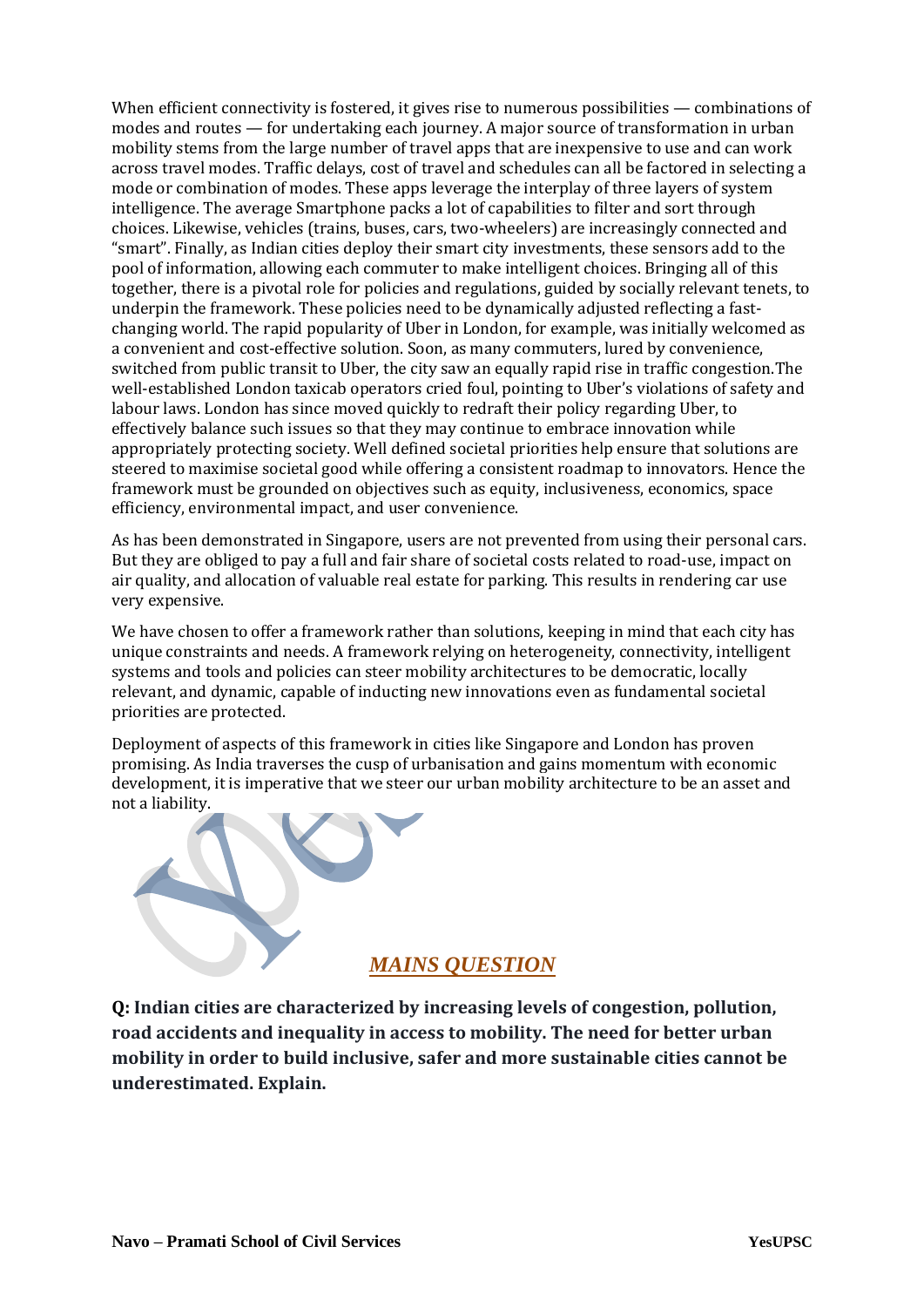When efficient connectivity is fostered, it gives rise to numerous possibilities — combinations of modes and routes — for undertaking each journey. A major source of transformation in urban mobility stems from the large number of travel apps that are inexpensive to use and can work across travel modes. Traffic delays, cost of travel and schedules can all be factored in selecting a mode or combination of modes. These apps leverage the interplay of three layers of system intelligence. The average Smartphone packs a lot of capabilities to filter and sort through choices. Likewise, vehicles (trains, buses, cars, two-wheelers) are increasingly connected and "smart". Finally, as Indian cities deploy their smart city investments, these sensors add to the pool of information, allowing each commuter to make intelligent choices. Bringing all of this together, there is a pivotal role for policies and regulations, guided by socially relevant tenets, to underpin the framework. These policies need to be dynamically adjusted reflecting a fast-changing world. The rapid popularity of Uber in London, for example, was initially welcomed as a convenient and cost-effective solution. Soon, as many commuters, lured by convenience, switched from public transit to Uber, the city saw an equally rapid rise in traffic congestion.The well-established London taxicab operators cried foul, pointing to Uber's violations of safety and labour laws. London has since moved quickly to redraft their policy regarding Uber, to effectively balance such issues so that they may continue to embrace innovation while appropriately protecting society. Well defined societal priorities help ensure that solutions are steered to maximise societal good while offering a consistent roadmap to innovators. Hence the framework must be grounded on objectives such as equity, inclusiveness, economics, space efficiency, environmental impact, and user convenience.

As has been demonstrated in Singapore, users are not prevented from using their personal cars. But they are obliged to pay a full and fair share of societal costs related to road-use, impact on air quality, and allocation of valuable real estate for parking. This results in rendering car use very expensive.

We have chosen to offer a framework rather than solutions, keeping in mind that each city has unique constraints and needs. A framework relying on heterogeneity, connectivity, intelligent systems and tools and policies can steer mobility architectures to be democratic, locally relevant, and dynamic, capable of inducting new innovations even as fundamental societal priorities are protected.

Deployment of aspects of this framework in cities like Singapore and London has proven promising. As India traverses the cusp of urbanisation and gains momentum with economic development, it is imperative that we steer our urban mobility architecture to be an asset and not a liability.

## *MAINS QUESTION*

**Q: Indian cities are characterized by increasing levels of congestion, pollution, road accidents and inequality in access to mobility. The need for better urban mobility in order to build inclusive, safer and more sustainable cities cannot be underestimated. Explain.**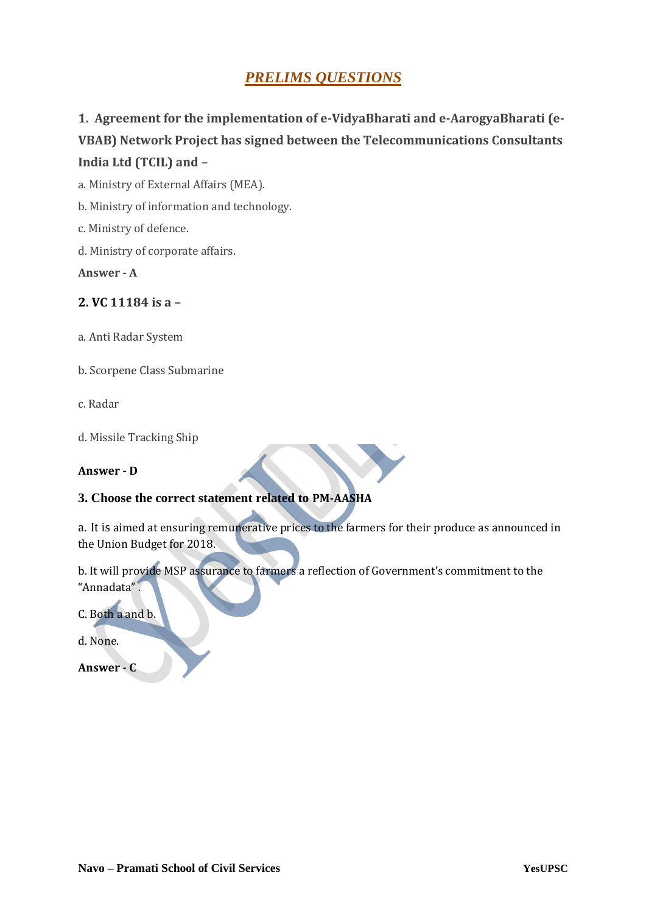# ***PRELIMS QUESTIONS***

**1. Agreement for the implementation of e-VidyaBharati and e-AarogyaBharati (e-VBAB) Network Project has signed between the Telecommunications Consultants India Ltd (TCIL) and –**

a. Ministry of External Affairs (MEA).

b. Ministry of information and technology.

c. Ministry of defence.

d. Ministry of corporate affairs.

**Answer - A**

**2. VC 11184 is a –**

a. Anti Radar System

b. Scorpene Class Submarine

c. Radar

d. Missile Tracking Ship

**Answer - D**

**3. Choose the correct statement related to PM-AASHA**

a. It is aimed at ensuring remunerative prices to the farmers for their produce as announced in the Union Budget for 2018.

b. It will provide MSP assurance to farmers a reflection of Government's commitment to the "Annadata" .

C. Both a and b.

d. None.

**Answer - C**